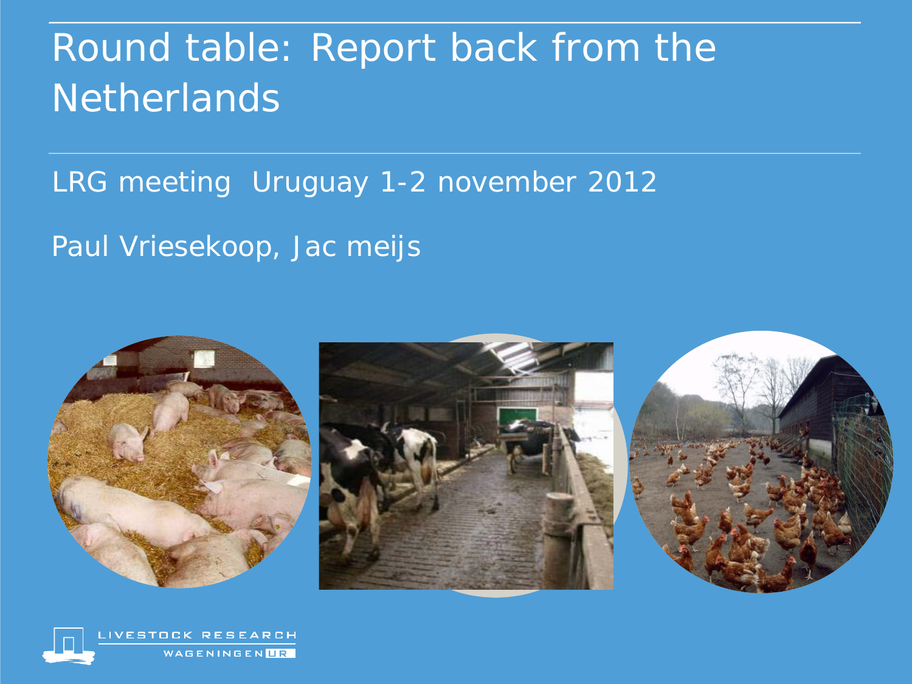# Round table: Report back from the Netherlands

LRG meeting  Uruguay 1-2 november 2012

Paul Vriesekoop, Jac meijs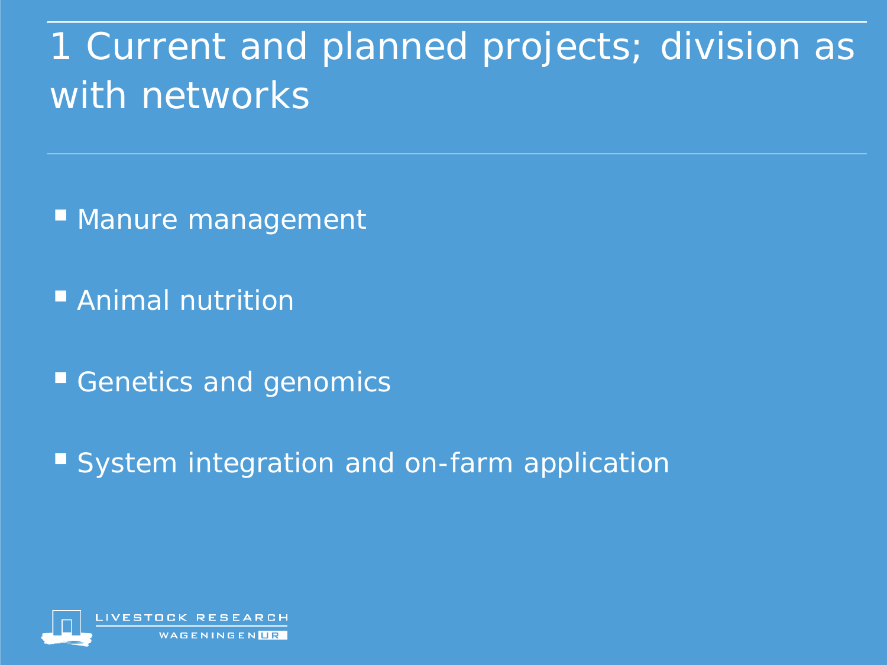# 1 Current and planned projects; division as with networks

- Manure management
- Animal nutrition
- Genetics and genomics
- System integration and on-farm application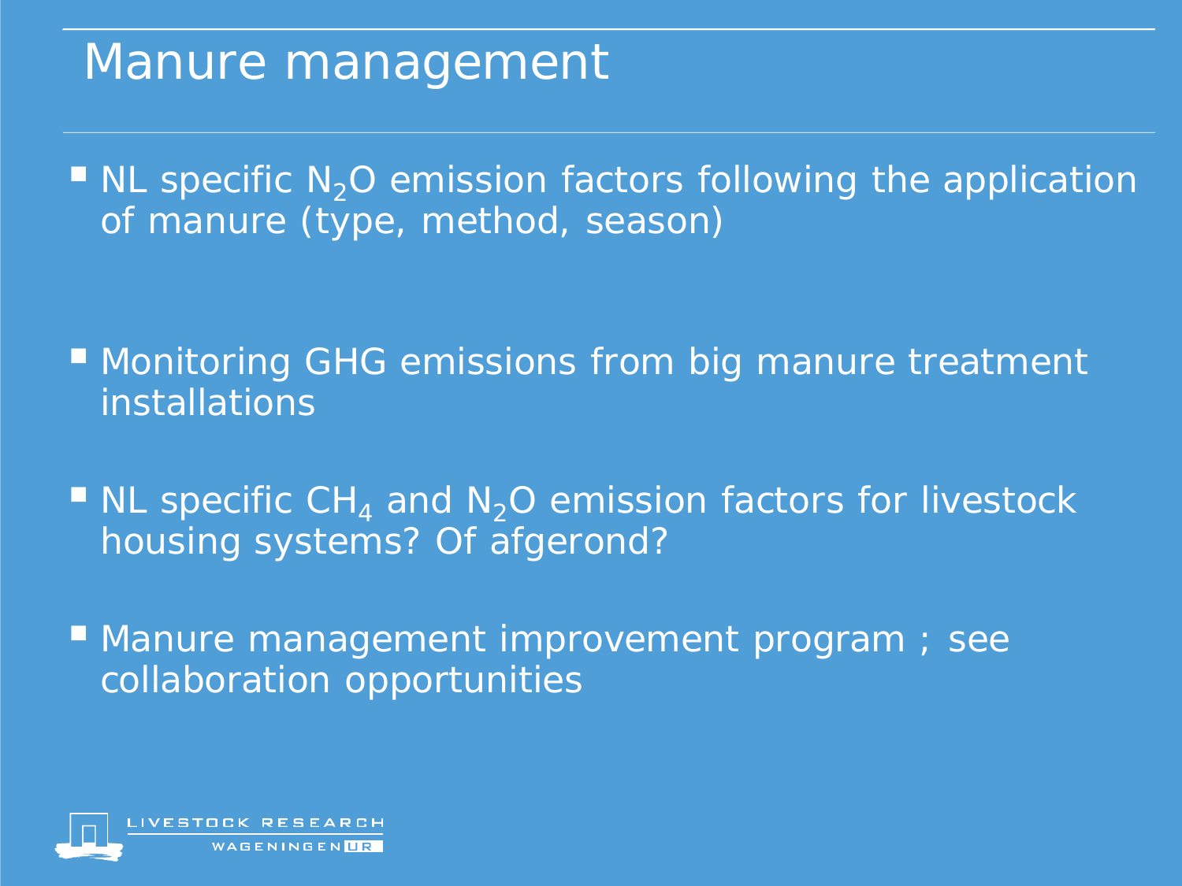# Manure management

- NL specific $N_2O$ emission factors following the application of manure (type, method, season)

- Monitoring GHG emissions from big manure treatment installations

- NL specific $CH_4$ and $N_2O$ emission factors for livestock housing systems? Of afgerond?

- Manure management improvement program ; see collaboration opportunities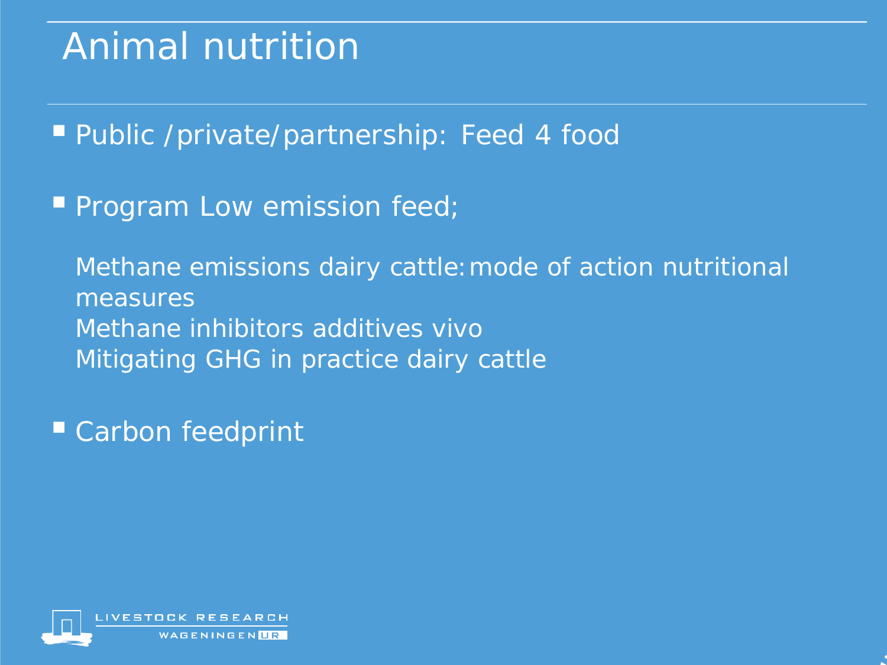# Animal nutrition

- Public /private/partnership: Feed 4 food

- Program Low emission feed;

  Methane emissions dairy cattle: mode of action nutritional measures
  Methane inhibitors additives vivo
  Mitigating GHG in practice dairy cattle

- Carbon feedprint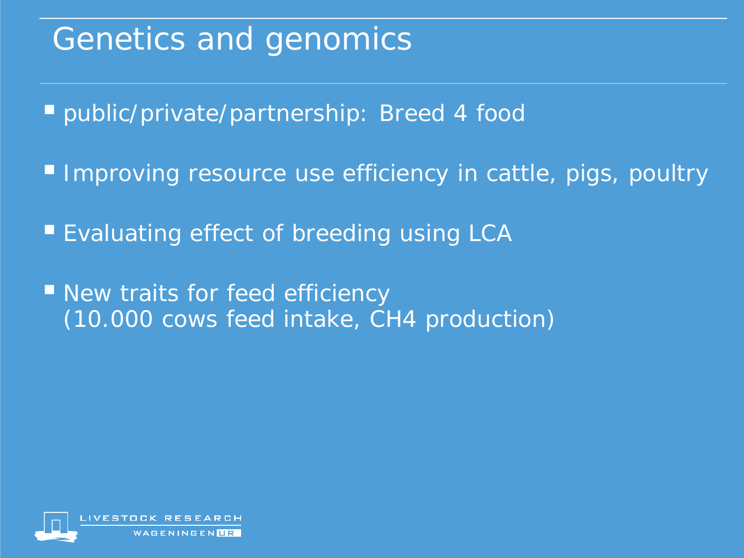# Genetics and genomics

- public/private/partnership: Breed 4 food
- Improving resource use efficiency in cattle, pigs, poultry
- Evaluating effect of breeding using LCA
- New traits for feed efficiency
  (10.000 cows feed intake, $CH_4$ production)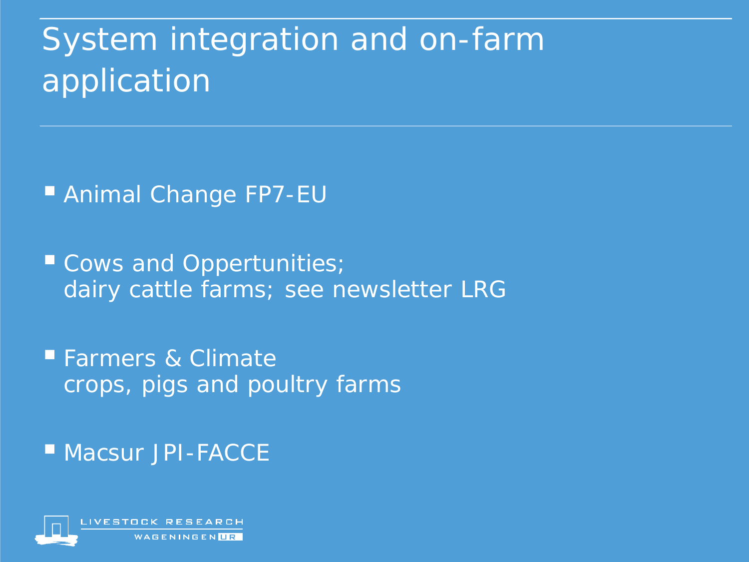# System integration and on-farm application

- Animal Change FP7-EU
- Cows and Oppertunities;
  dairy cattle farms; see newsletter LRG
- Farmers & Climate
  crops, pigs and poultry farms
- Macsur JPI-FACCE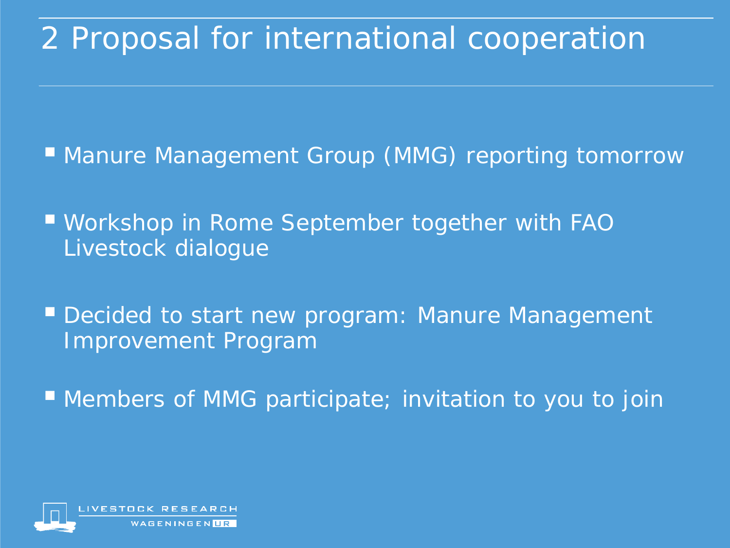# 2 Proposal for international cooperation

- Manure Management Group (MMG) reporting tomorrow
- Workshop in Rome September together with FAO Livestock dialogue
- Decided to start new program: Manure Management Improvement Program
- Members of MMG participate; invitation to you to join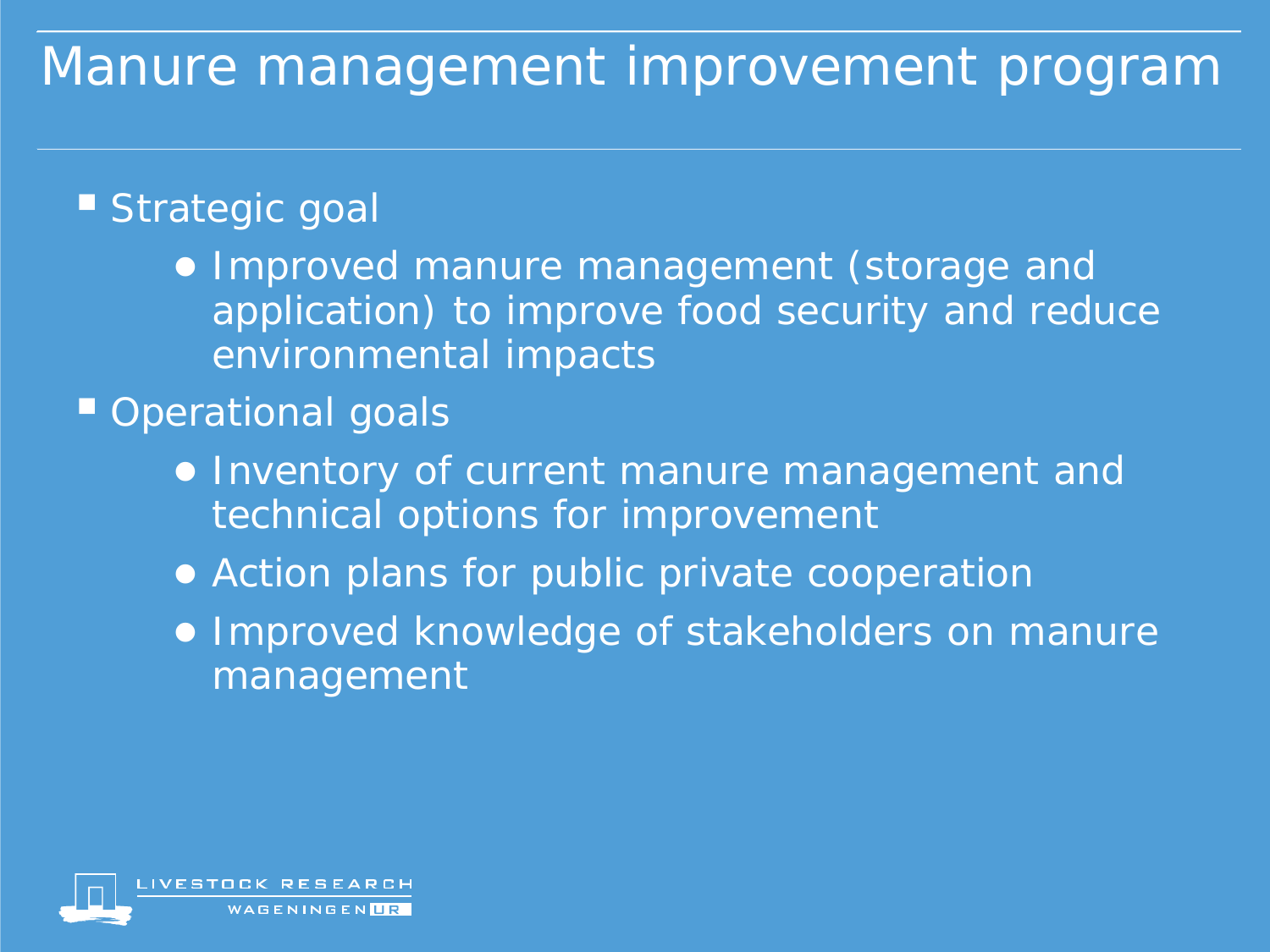# Manure management improvement program

- Strategic goal
  - Improved manure management (storage and application) to improve food security and reduce environmental impacts
- Operational goals
  - Inventory of current manure management and technical options for improvement
  - Action plans for public private cooperation
  - Improved knowledge of stakeholders on manure management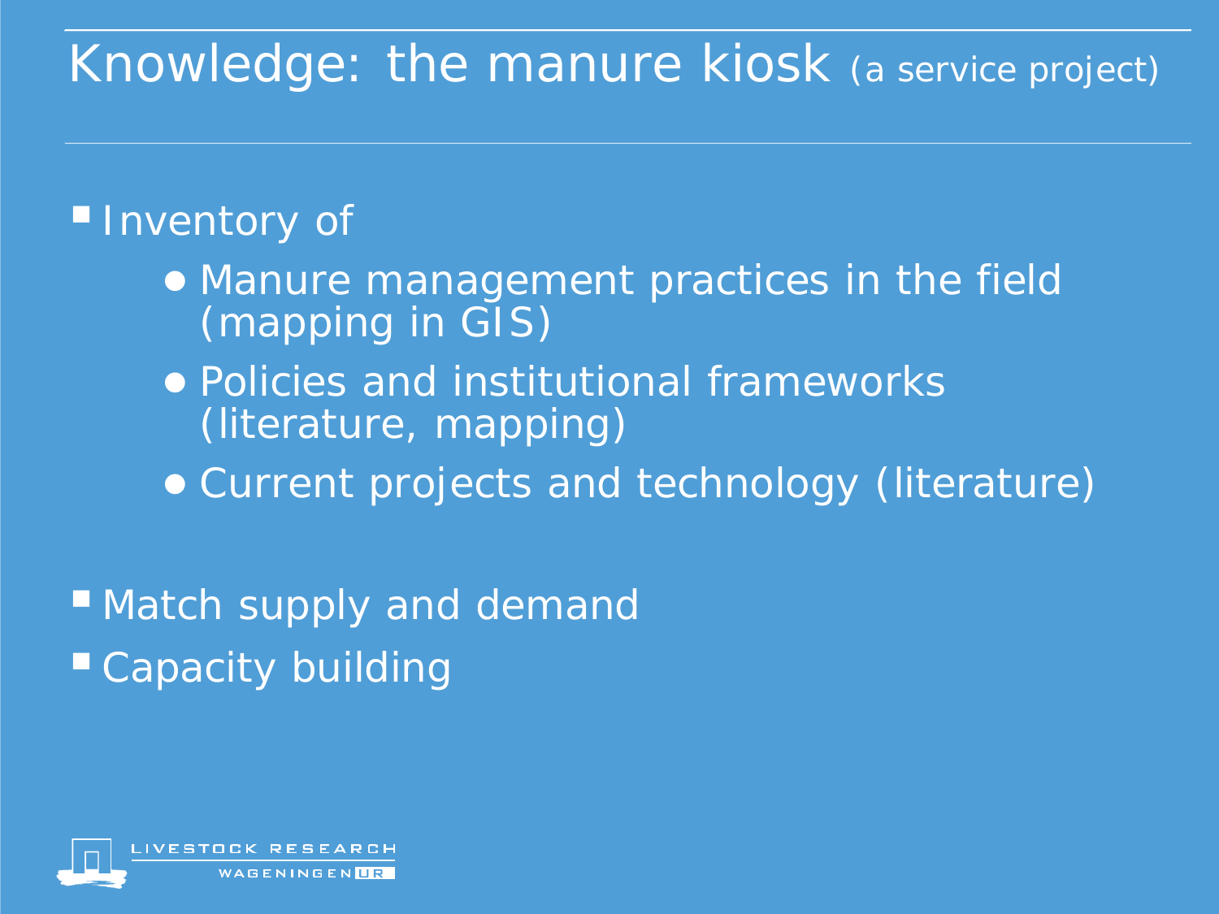# Knowledge: the manure kiosk (a service project)

- Inventory of
  - Manure management practices in the field (mapping in GIS)
  - Policies and institutional frameworks (literature, mapping)
  - Current projects and technology (literature)
- Match supply and demand
- Capacity building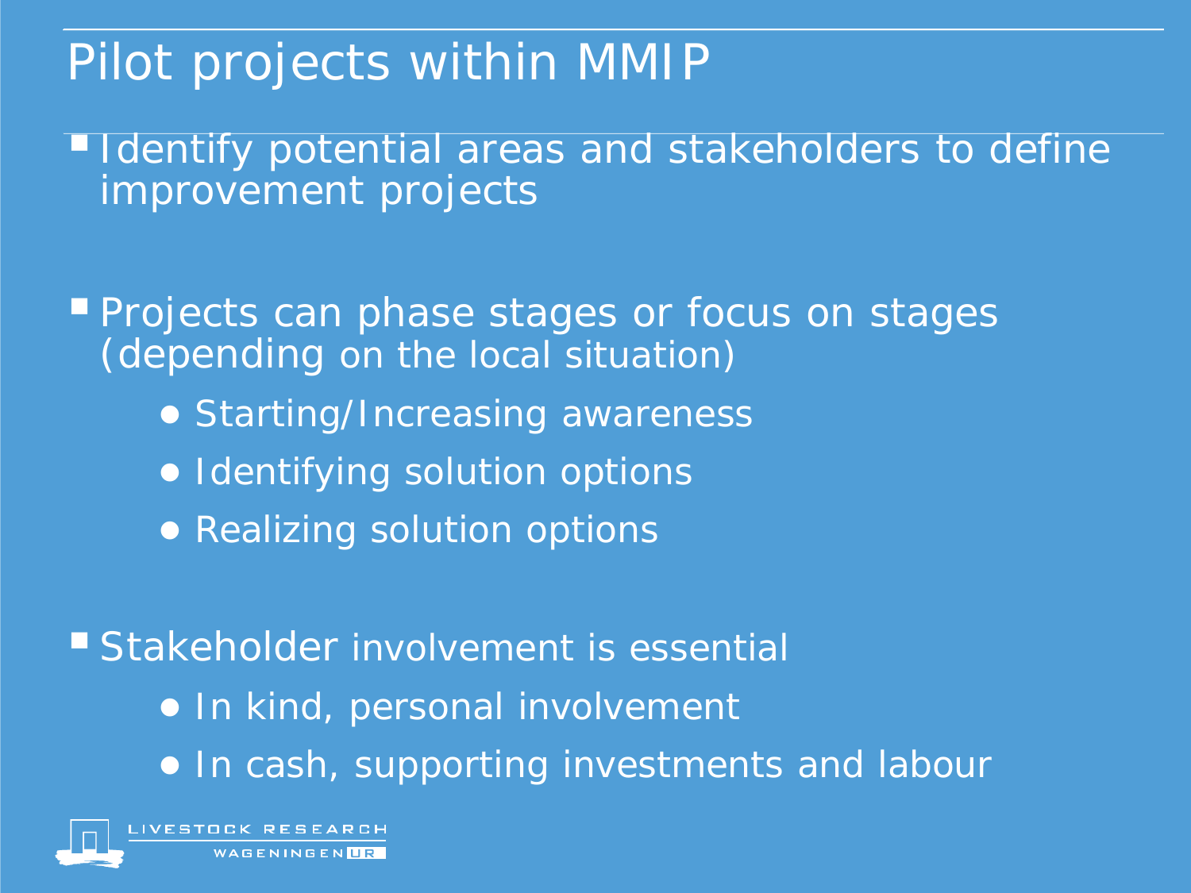# Pilot projects within MMIP

- Identify potential areas and stakeholders to define improvement projects

- Projects can phase stages or focus on stages (depending on the local situation)
  - Starting/Increasing awareness
  - Identifying solution options
  - Realizing solution options

- Stakeholder involvement is essential
  - In kind, personal involvement
  - In cash, supporting investments and labour